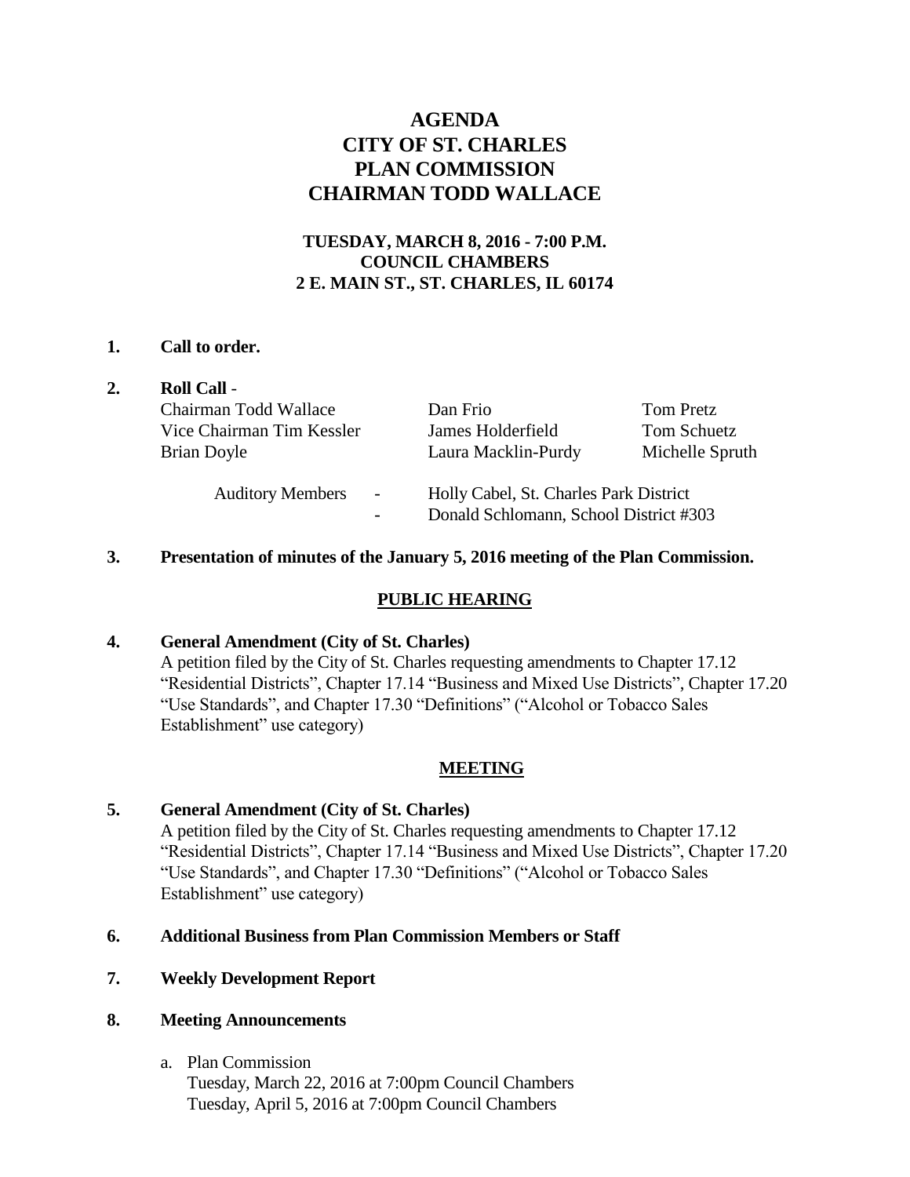# AGENDA
# CITY OF ST. CHARLES
# PLAN COMMISSION
# CHAIRMAN TODD WALLACE

**TUESDAY, MARCH 8, 2016 - 7:00 P.M.**
**COUNCIL CHAMBERS**
**2 E. MAIN ST., ST. CHARLES, IL 60174**

**1. Call to order.**

**2. Roll Call** -

| | | |
|---|---|---|
| Chairman Todd Wallace | Dan Frio | Tom Pretz |
| Vice Chairman Tim Kessler | James Holderfield | Tom Schuetz |
| Brian Doyle | Laura Macklin-Purdy | Michelle Spruth |

Auditory Members - Holly Cabel, St. Charles Park District
- Donald Schlomann, School District #303

**3. Presentation of minutes of the January 5, 2016 meeting of the Plan Commission.**

## PUBLIC HEARING

**4. General Amendment (City of St. Charles)**
A petition filed by the City of St. Charles requesting amendments to Chapter 17.12 "Residential Districts", Chapter 17.14 "Business and Mixed Use Districts", Chapter 17.20 "Use Standards", and Chapter 17.30 "Definitions" ("Alcohol or Tobacco Sales Establishment" use category)

## MEETING

**5. General Amendment (City of St. Charles)**
A petition filed by the City of St. Charles requesting amendments to Chapter 17.12 "Residential Districts", Chapter 17.14 "Business and Mixed Use Districts", Chapter 17.20 "Use Standards", and Chapter 17.30 "Definitions" ("Alcohol or Tobacco Sales Establishment" use category)

**6. Additional Business from Plan Commission Members or Staff**

**7. Weekly Development Report**

**8. Meeting Announcements**

a. Plan Commission
Tuesday, March 22, 2016 at 7:00pm Council Chambers
Tuesday, April 5, 2016 at 7:00pm Council Chambers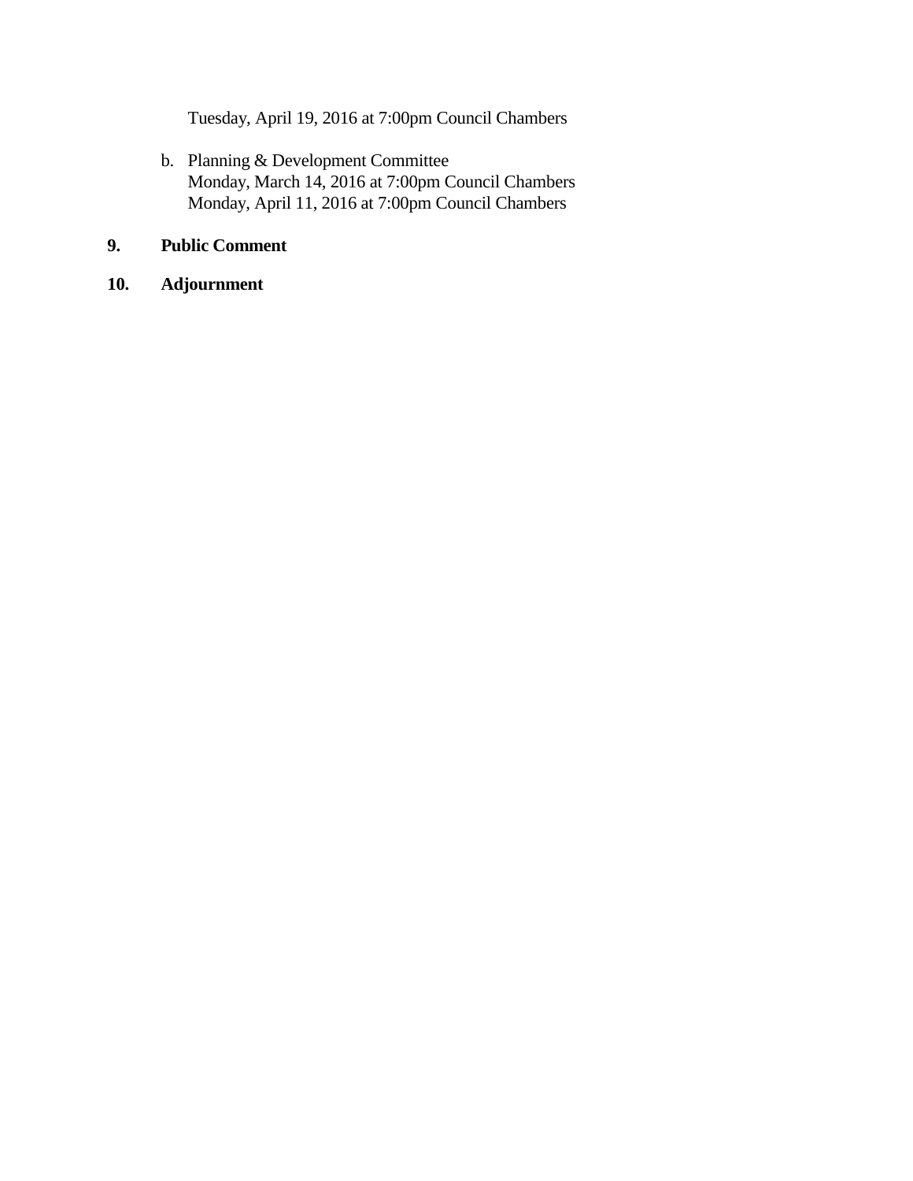Tuesday, April 19, 2016 at 7:00pm Council Chambers

b. Planning & Development Committee
   Monday, March 14, 2016 at 7:00pm Council Chambers
   Monday, April 11, 2016 at 7:00pm Council Chambers

**9. Public Comment**

**10. Adjournment**